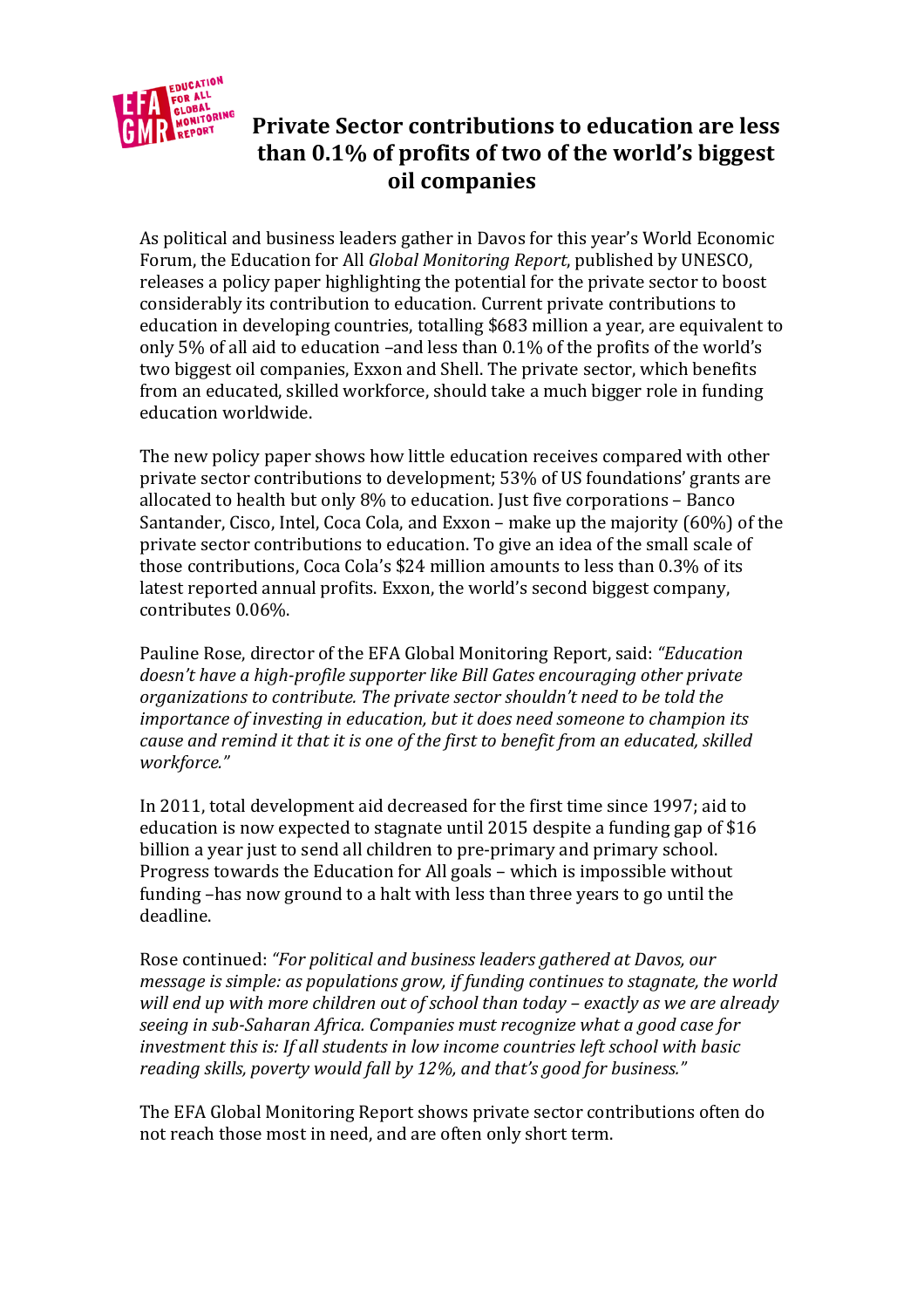# Private Sector contributions to education are less than 0.1% of profits of two of the world's biggest oil companies

As political and business leaders gather in Davos for this year's World Economic Forum, the Education for All *Global Monitoring Report*, published by UNESCO, releases a policy paper highlighting the potential for the private sector to boost considerably its contribution to education. Current private contributions to education in developing countries, totalling $683 million a year, are equivalent to only 5% of all aid to education –and less than 0.1% of the profits of the world's two biggest oil companies, Exxon and Shell. The private sector, which benefits from an educated, skilled workforce, should take a much bigger role in funding education worldwide.

The new policy paper shows how little education receives compared with other private sector contributions to development; 53% of US foundations' grants are allocated to health but only 8% to education. Just five corporations – Banco Santander, Cisco, Intel, Coca Cola, and Exxon – make up the majority (60%) of the private sector contributions to education. To give an idea of the small scale of those contributions, Coca Cola's $24 million amounts to less than 0.3% of its latest reported annual profits. Exxon, the world's second biggest company, contributes 0.06%.

Pauline Rose, director of the EFA Global Monitoring Report, said: *"Education doesn't have a high-profile supporter like Bill Gates encouraging other private organizations to contribute. The private sector shouldn't need to be told the importance of investing in education, but it does need someone to champion its cause and remind it that it is one of the first to benefit from an educated, skilled workforce."*

In 2011, total development aid decreased for the first time since 1997; aid to education is now expected to stagnate until 2015 despite a funding gap of $16 billion a year just to send all children to pre-primary and primary school. Progress towards the Education for All goals – which is impossible without funding –has now ground to a halt with less than three years to go until the deadline.

Rose continued: *"For political and business leaders gathered at Davos, our message is simple: as populations grow, if funding continues to stagnate, the world will end up with more children out of school than today – exactly as we are already seeing in sub-Saharan Africa. Companies must recognize what a good case for investment this is: If all students in low income countries left school with basic reading skills, poverty would fall by 12%, and that's good for business."*

The EFA Global Monitoring Report shows private sector contributions often do not reach those most in need, and are often only short term.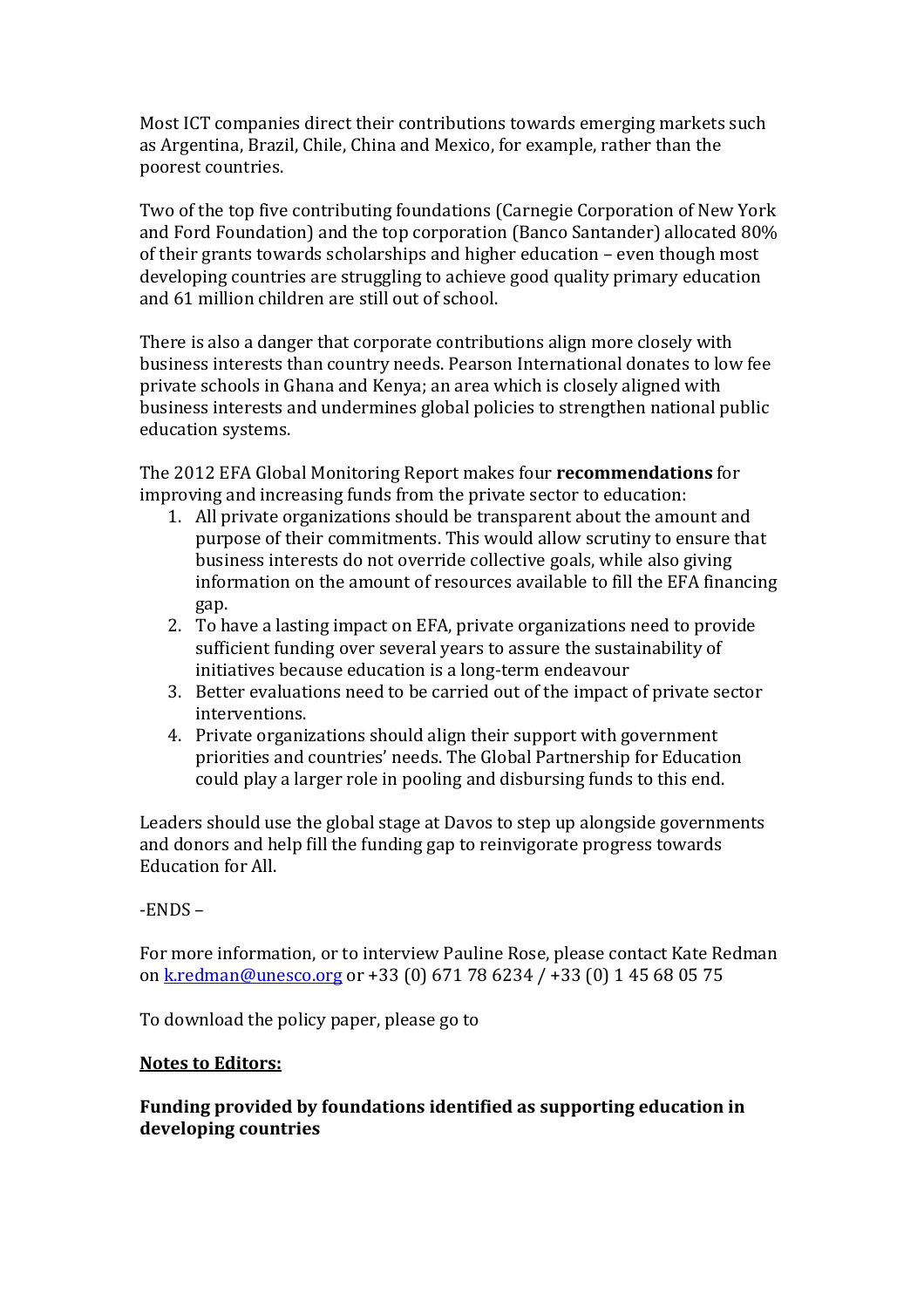Most ICT companies direct their contributions towards emerging markets such as Argentina, Brazil, Chile, China and Mexico, for example, rather than the poorest countries.

Two of the top five contributing foundations (Carnegie Corporation of New York and Ford Foundation) and the top corporation (Banco Santander) allocated 80% of their grants towards scholarships and higher education – even though most developing countries are struggling to achieve good quality primary education and 61 million children are still out of school.

There is also a danger that corporate contributions align more closely with business interests than country needs. Pearson International donates to low fee private schools in Ghana and Kenya; an area which is closely aligned with business interests and undermines global policies to strengthen national public education systems.

The 2012 EFA Global Monitoring Report makes four **recommendations** for improving and increasing funds from the private sector to education:

1. All private organizations should be transparent about the amount and purpose of their commitments. This would allow scrutiny to ensure that business interests do not override collective goals, while also giving information on the amount of resources available to fill the EFA financing gap.
2. To have a lasting impact on EFA, private organizations need to provide sufficient funding over several years to assure the sustainability of initiatives because education is a long-term endeavour
3. Better evaluations need to be carried out of the impact of private sector interventions.
4. Private organizations should align their support with government priorities and countries' needs. The Global Partnership for Education could play a larger role in pooling and disbursing funds to this end.

Leaders should use the global stage at Davos to step up alongside governments and donors and help fill the funding gap to reinvigorate progress towards Education for All.

-ENDS –

For more information, or to interview Pauline Rose, please contact Kate Redman on k.redman@unesco.org or +33 (0) 671 78 6234 / +33 (0) 1 45 68 05 75

To download the policy paper, please go to

**Notes to Editors:**

**Funding provided by foundations identified as supporting education in developing countries**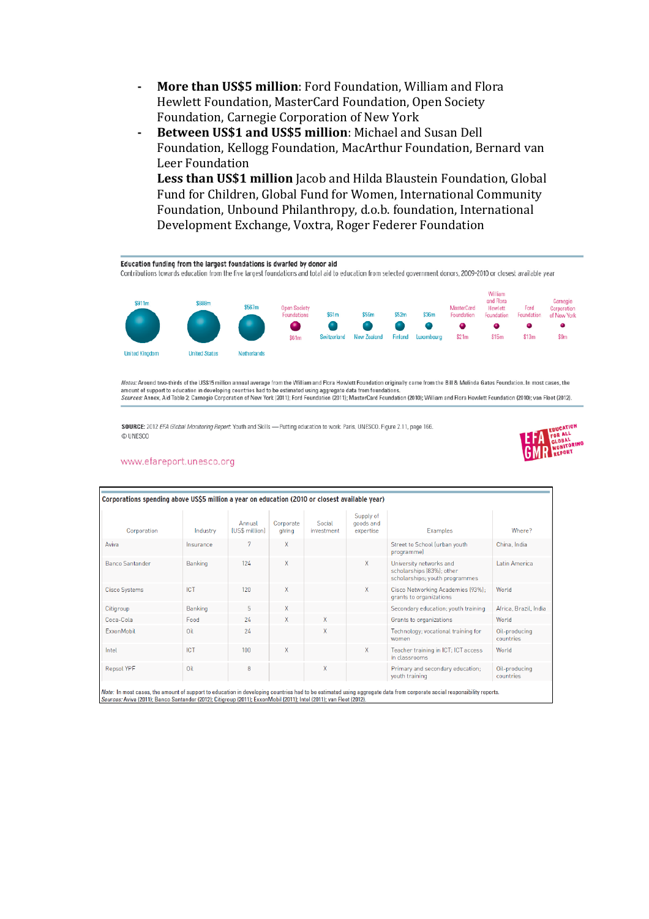- **More than US$5 million**: Ford Foundation, William and Flora Hewlett Foundation, MasterCard Foundation, Open Society Foundation, Carnegie Corporation of New York
- **Between US$1 and US$5 million**: Michael and Susan Dell Foundation, Kellogg Foundation, MacArthur Foundation, Bernard van Leer Foundation

  **Less than US$1 million** Jacob and Hilda Blaustein Foundation, Global Fund for Children, Global Fund for Women, International Community Foundation, Unbound Philanthropy, d.o.b. foundation, International Development Exchange, Voxtra, Roger Federer Foundation

**Education funding from the largest foundations is dwarfed by donor aid**

Contributions towards education from the five largest foundations and total aid to education from selected government donors, 2009–2010 or closest available year

$911m
United Kingdom
$888m
United States
$567m
Netherlands
Open Society Foundations
$61m
$61m
Switzerland
$59m
New Zealand
$52m
Finland
$36m
Luxembourg
MasterCard Foundation
$21m
William and Flora Hewlett Foundation
$15m
Ford Foundation
$13m
Carnegie Corporation of New York
$9m

*Notes:* Around two-thirds of the US$15 million annual average from the William and Flora Hewlett Foundation originally came from the Bill & Melinda Gates Foundation. In most cases, the amount of support to education in developing countries had to be estimated using aggregate data from foundations.
*Sources:* Annex, Aid Table 2; Carnegie Corporation of New York (2011); Ford Foundation (2011); MasterCard Foundation (2010); William and Flora Hewlett Foundation (2010); van Fleet (2012).

**SOURCE:** 2012 *EFA Global Monitoring Report*: Youth and Skills — Putting education to work. Paris, UNESCO. Figure 2.11, page 166.
© UNESCO

EFA GMR EDUCATION FOR ALL GLOBAL MONITORING REPORT

www.efareport.unesco.org

**Corporations spending above US$5 million a year on education (2010 or closest available year)**

| Corporation | Industry | Annual (US$ million) | Corporate giving | Social investment | Supply of goods and expertise | Examples | Where? |
|---|---|---|---|---|---|---|---|
| Aviva | Insurance | 7 | X | | | Street to School (urban youth programme) | China, India |
| Banco Santander | Banking | 124 | X | | X | University networks and scholarships (83%); other scholarships; youth programmes | Latin America |
| Cisco Systems | ICT | 120 | X | | X | Cisco Networking Academies (93%); grants to organizations | World |
| Citigroup | Banking | 5 | X | | | Secondary education; youth training | Africa, Brazil, India |
| Coca-Cola | Food | 24 | X | X | | Grants to organizations | World |
| ExxonMobil | Oil | 24 | | X | | Technology; vocational training for women | Oil-producing countries |
| Intel | ICT | 100 | X | | X | Teacher training in ICT; ICT access in classrooms | World |
| Repsol YPF | Oil | 8 | | X | | Primary and secondary education; youth training | Oil-producing countries |

*Note:* In most cases, the amount of support to education in developing countries had to be estimated using aggregate data from corporate social responsibility reports.
*Sources:* Aviva (2011); Banco Santander (2012); Citigroup (2011); ExxonMobil (2011); Intel (2011); van Fleet (2012).